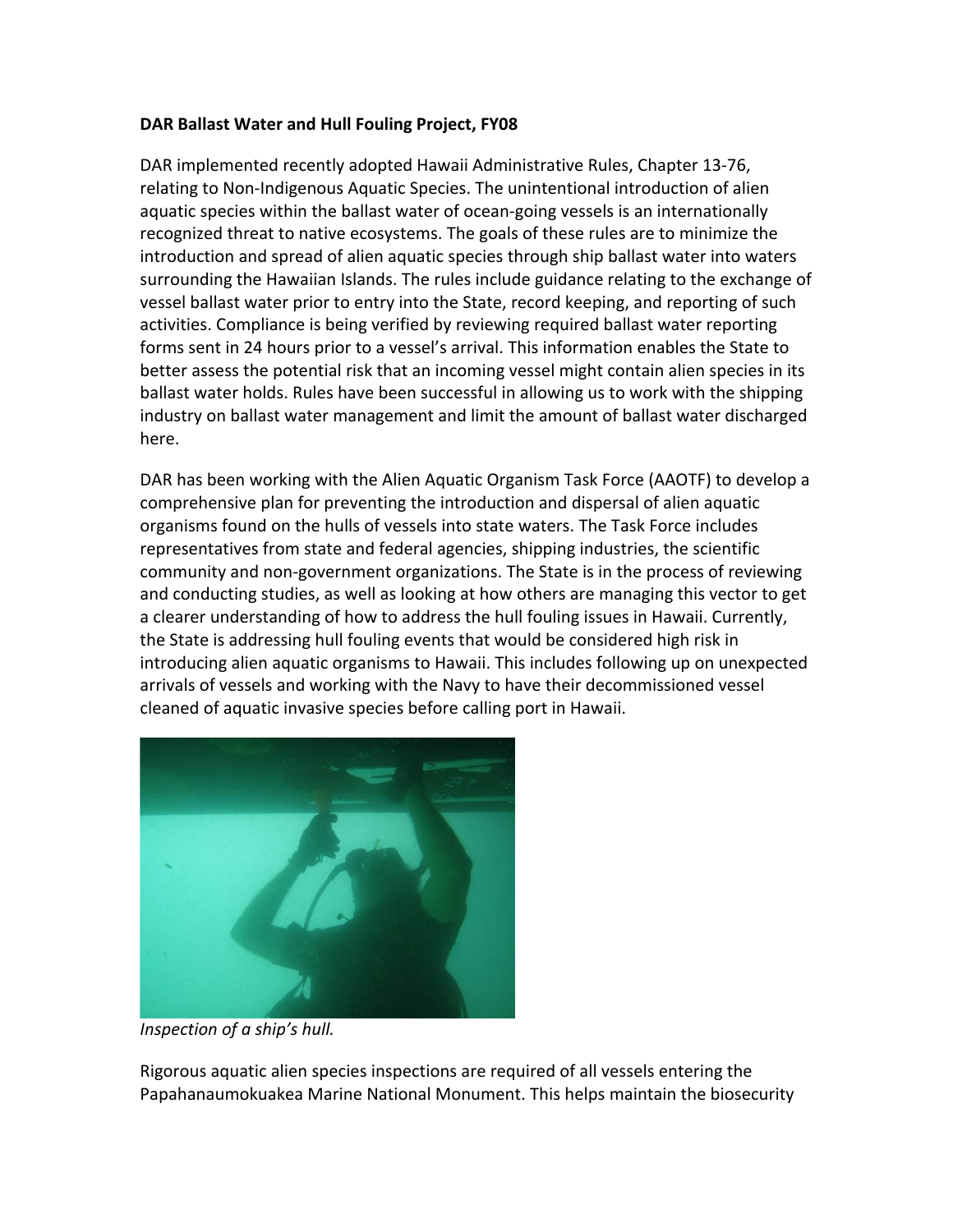**DAR Ballast Water and Hull Fouling Project, FY08**

DAR implemented recently adopted Hawaii Administrative Rules, Chapter 13-76, relating to Non-Indigenous Aquatic Species. The unintentional introduction of alien aquatic species within the ballast water of ocean-going vessels is an internationally recognized threat to native ecosystems. The goals of these rules are to minimize the introduction and spread of alien aquatic species through ship ballast water into waters surrounding the Hawaiian Islands. The rules include guidance relating to the exchange of vessel ballast water prior to entry into the State, record keeping, and reporting of such activities. Compliance is being verified by reviewing required ballast water reporting forms sent in 24 hours prior to a vessel's arrival. This information enables the State to better assess the potential risk that an incoming vessel might contain alien species in its ballast water holds. Rules have been successful in allowing us to work with the shipping industry on ballast water management and limit the amount of ballast water discharged here.

DAR has been working with the Alien Aquatic Organism Task Force (AAOTF) to develop a comprehensive plan for preventing the introduction and dispersal of alien aquatic organisms found on the hulls of vessels into state waters. The Task Force includes representatives from state and federal agencies, shipping industries, the scientific community and non-government organizations. The State is in the process of reviewing and conducting studies, as well as looking at how others are managing this vector to get a clearer understanding of how to address the hull fouling issues in Hawaii. Currently, the State is addressing hull fouling events that would be considered high risk in introducing alien aquatic organisms to Hawaii. This includes following up on unexpected arrivals of vessels and working with the Navy to have their decommissioned vessel cleaned of aquatic invasive species before calling port in Hawaii.

*Inspection of a ship's hull.*

Rigorous aquatic alien species inspections are required of all vessels entering the Papahanaumokuakea Marine National Monument. This helps maintain the biosecurity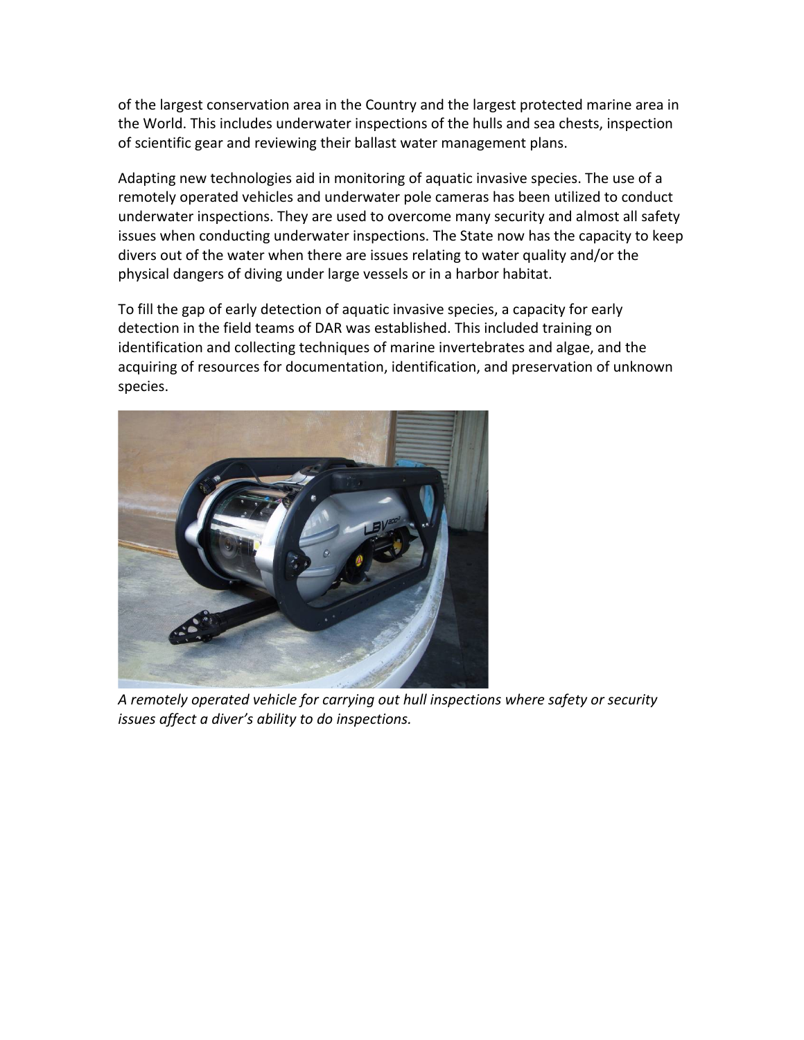of the largest conservation area in the Country and the largest protected marine area in the World. This includes underwater inspections of the hulls and sea chests, inspection of scientific gear and reviewing their ballast water management plans.

Adapting new technologies aid in monitoring of aquatic invasive species. The use of a remotely operated vehicles and underwater pole cameras has been utilized to conduct underwater inspections. They are used to overcome many security and almost all safety issues when conducting underwater inspections. The State now has the capacity to keep divers out of the water when there are issues relating to water quality and/or the physical dangers of diving under large vessels or in a harbor habitat.

To fill the gap of early detection of aquatic invasive species, a capacity for early detection in the field teams of DAR was established. This included training on identification and collecting techniques of marine invertebrates and algae, and the acquiring of resources for documentation, identification, and preservation of unknown species.

*A remotely operated vehicle for carrying out hull inspections where safety or security issues affect a diver's ability to do inspections.*